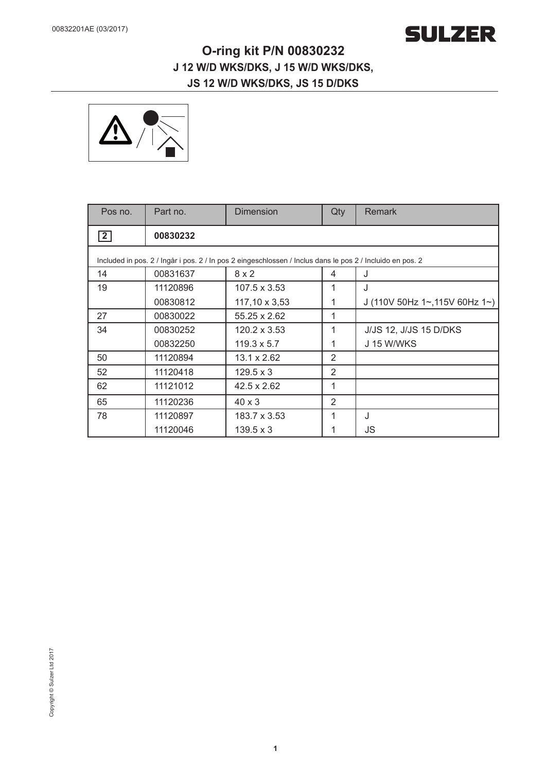00832201AE (03/2017)

# O-ring kit P/N 00830232

## J 12 W/D WKS/DKS, J 15 W/D WKS/DKS, JS 12 W/D WKS/DKS, JS 15 D/DKS

| Pos no. | Part no. | Dimension | Qty | Remark |
|---|---|---|---|---|
| **2** | **00830232** | | | |
| Included in pos. 2 / Ingår i pos. 2 / In pos 2 eingeschlossen / Inclus dans le pos 2 / Incluido en pos. 2 | | | | |
| 14 | 00831637 | 8 x 2 | 4 | J |
| 19 | 11120896 | 107.5 x 3.53 | 1 | J |
| | 00830812 | 117,10 x 3,53 | 1 | J (110V 50Hz 1~,115V 60Hz 1~) |
| 27 | 00830022 | 55.25 x 2.62 | 1 | |
| 34 | 00830252 | 120.2 x 3.53 | 1 | J/JS 12, J/JS 15 D/DKS |
| | 00832250 | 119.3 x 5.7 | 1 | J 15 W/WKS |
| 50 | 11120894 | 13.1 x 2.62 | 2 | |
| 52 | 11120418 | 129.5 x 3 | 2 | |
| 62 | 11121012 | 42.5 x 2.62 | 1 | |
| 65 | 11120236 | 40 x 3 | 2 | |
| 78 | 11120897 | 183.7 x 3.53 | 1 | J |
| | 11120046 | 139.5 x 3 | 1 | JS |

Copyright © Sulzer Ltd 2017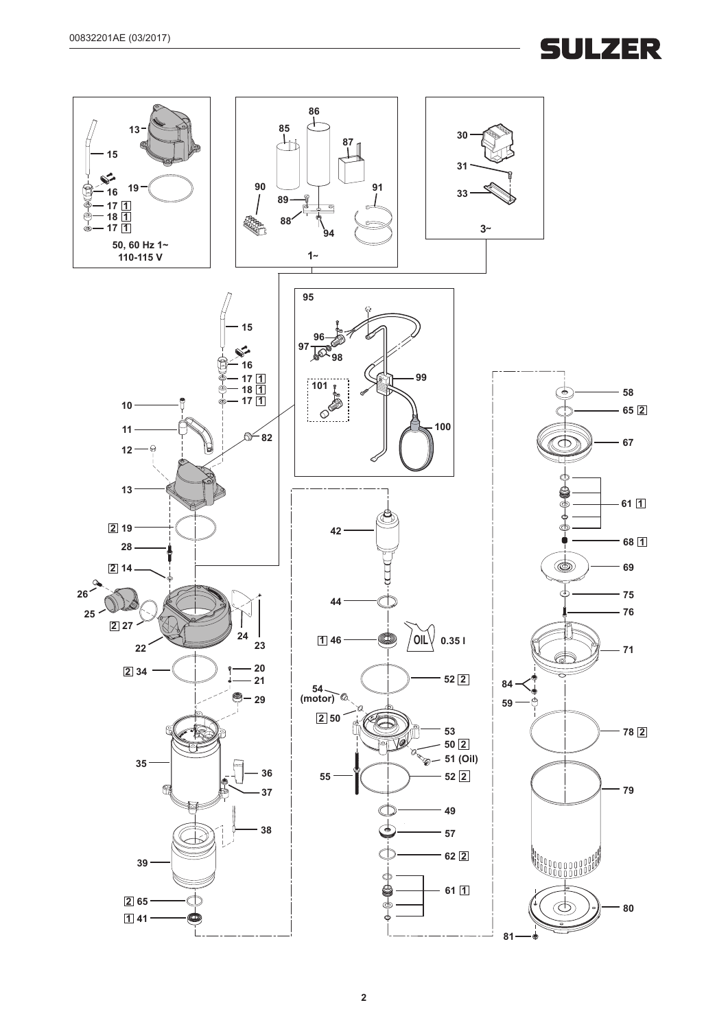50, 60 Hz 1~
110-115 V

1~

3~

54 (motor)

51 (Oil)

OIL 0.35 l